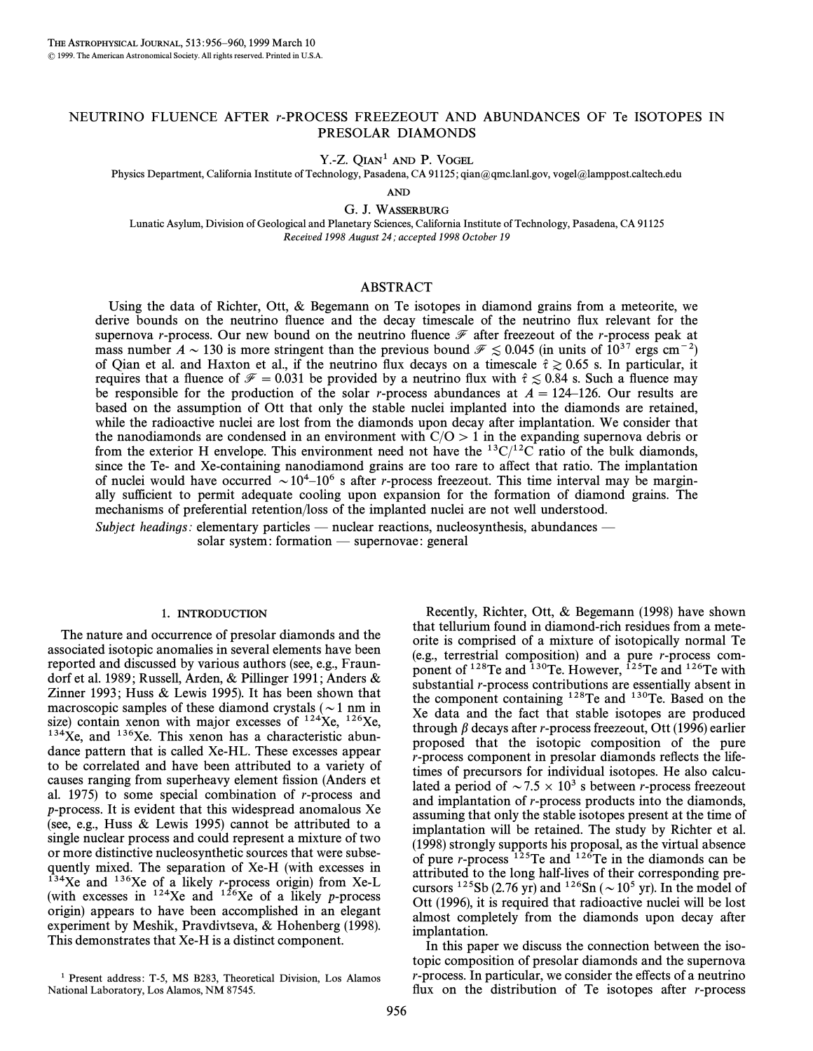# NEUTRINO FLUENCE AFTER r-PROCESS FREEZEOUT AND ABUNDANCES OF Te ISOTOPES IN PRESOLAR DIAMONDS

Y.-Z. QIAN[1] AND P. VOGEL

Physics Department, California Institute of Technology, Pasadena, CA 91125; qian@qmc.lanl.gov, vogel@lamppost.caltech.edu

AND

G. J. WASSERBURG

Lunatic Asylum, Division of Geological and Planetary Sciences, California Institute of Technology, Pasadena, CA 91125

*Received 1998 August 24; accepted 1998 October 19*

## ABSTRACT

Using the data of Richter, Ott, & Begemann on Te isotopes in diamond grains from a meteorite, we derive bounds on the neutrino fluence and the decay timescale of the neutrino flux relevant for the supernova r-process. Our new bound on the neutrino fluence $\mathcal{F}$ after freezeout of the r-process peak at mass number $A \sim 130$ is more stringent than the previous bound $\mathcal{F} \lesssim 0.045$ (in units of $10^{37}$ ergs $\text{cm}^{-2}$) of Qian et al. and Haxton et al., if the neutrino flux decays on a timescale $\hat{\tau} \gtrsim 0.65$ s. In particular, it requires that a fluence of $\mathcal{F} = 0.031$ be provided by a neutrino flux with $\hat{\tau} \lesssim 0.84$ s. Such a fluence may be responsible for the production of the solar r-process abundances at $A = 124$–$126$. Our results are based on the assumption of Ott that only the stable nuclei implanted into the diamonds are retained, while the radioactive nuclei are lost from the diamonds upon decay after implantation. We consider that the nanodiamonds are condensed in an environment with C/O > 1 in the expanding supernova debris or from the exterior H envelope. This environment need not have the $^{13}\text{C}/^{12}\text{C}$ ratio of the bulk diamonds, since the Te- and Xe-containing nanodiamond grains are too rare to affect that ratio. The implantation of nuclei would have occurred $\sim 10^4$–$10^6$ s after r-process freezeout. This time interval may be marginally sufficient to permit adequate cooling upon expansion for the formation of diamond grains. The mechanisms of preferential retention/loss of the implanted nuclei are not well understood.

*Subject headings:* elementary particles — nuclear reactions, nucleosynthesis, abundances — solar system: formation — supernovae: general

## 1. INTRODUCTION

The nature and occurrence of presolar diamonds and the associated isotopic anomalies in several elements have been reported and discussed by various authors (see, e.g., Fraundorf et al. 1989; Russell, Arden, & Pillinger 1991; Anders & Zinner 1993; Huss & Lewis 1995). It has been shown that macroscopic samples of these diamond crystals (~1 nm in size) contain xenon with major excesses of $^{124}\text{Xe}$, $^{126}\text{Xe}$, $^{134}\text{Xe}$, and $^{136}\text{Xe}$. This xenon has a characteristic abundance pattern that is called Xe-HL. These excesses appear to be correlated and have been attributed to a variety of causes ranging from superheavy element fission (Anders et al. 1975) to some special combination of r-process and p-process. It is evident that this widespread anomalous Xe (see, e.g., Huss & Lewis 1995) cannot be attributed to a single nuclear process and could represent a mixture of two or more distinctive nucleosynthetic sources that were subsequently mixed. The separation of Xe-H (with excesses in $^{134}\text{Xe}$ and $^{136}\text{Xe}$ of a likely r-process origin) from Xe-L (with excesses in $^{124}\text{Xe}$ and $^{126}\text{Xe}$ of a likely p-process origin) appears to have been accomplished in an elegant experiment by Meshik, Pravdivtseva, & Hohenberg (1998). This demonstrates that Xe-H is a distinct component.

Recently, Richter, Ott, & Begemann (1998) have shown that tellurium found in diamond-rich residues from a meteorite is comprised of a mixture of isotopically normal Te (e.g., terrestrial composition) and a pure r-process component of $^{128}\text{Te}$ and $^{130}\text{Te}$. However, $^{125}\text{Te}$ and $^{126}\text{Te}$ with substantial r-process contributions are essentially absent in the component containing $^{128}\text{Te}$ and $^{130}\text{Te}$. Based on the Xe data and the fact that stable isotopes are produced through β decays after r-process freezeout, Ott (1996) earlier proposed that the isotopic composition of the pure r-process component in presolar diamonds reflects the lifetimes of precursors for individual isotopes. He also calculated a period of $\sim 7.5 \times 10^3$ s between r-process freezeout and implantation of r-process products into the diamonds, assuming that only the stable isotopes present at the time of implantation will be retained. The study by Richter et al. (1998) strongly supports his proposal, as the virtual absence of pure r-process $^{125}\text{Te}$ and $^{126}\text{Te}$ in the diamonds can be attributed to the long half-lives of their corresponding precursors $^{125}\text{Sb}$ (2.76 yr) and $^{126}\text{Sn}$ ($\sim 10^5$ yr). In the model of Ott (1996), it is required that radioactive nuclei will be lost almost completely from the diamonds upon decay after implantation.

In this paper we discuss the connection between the isotopic composition of presolar diamonds and the supernova r-process. In particular, we consider the effects of a neutrino flux on the distribution of Te isotopes after r-process

[1] Present address: T-5, MS B283, Theoretical Division, Los Alamos National Laboratory, Los Alamos, NM 87545.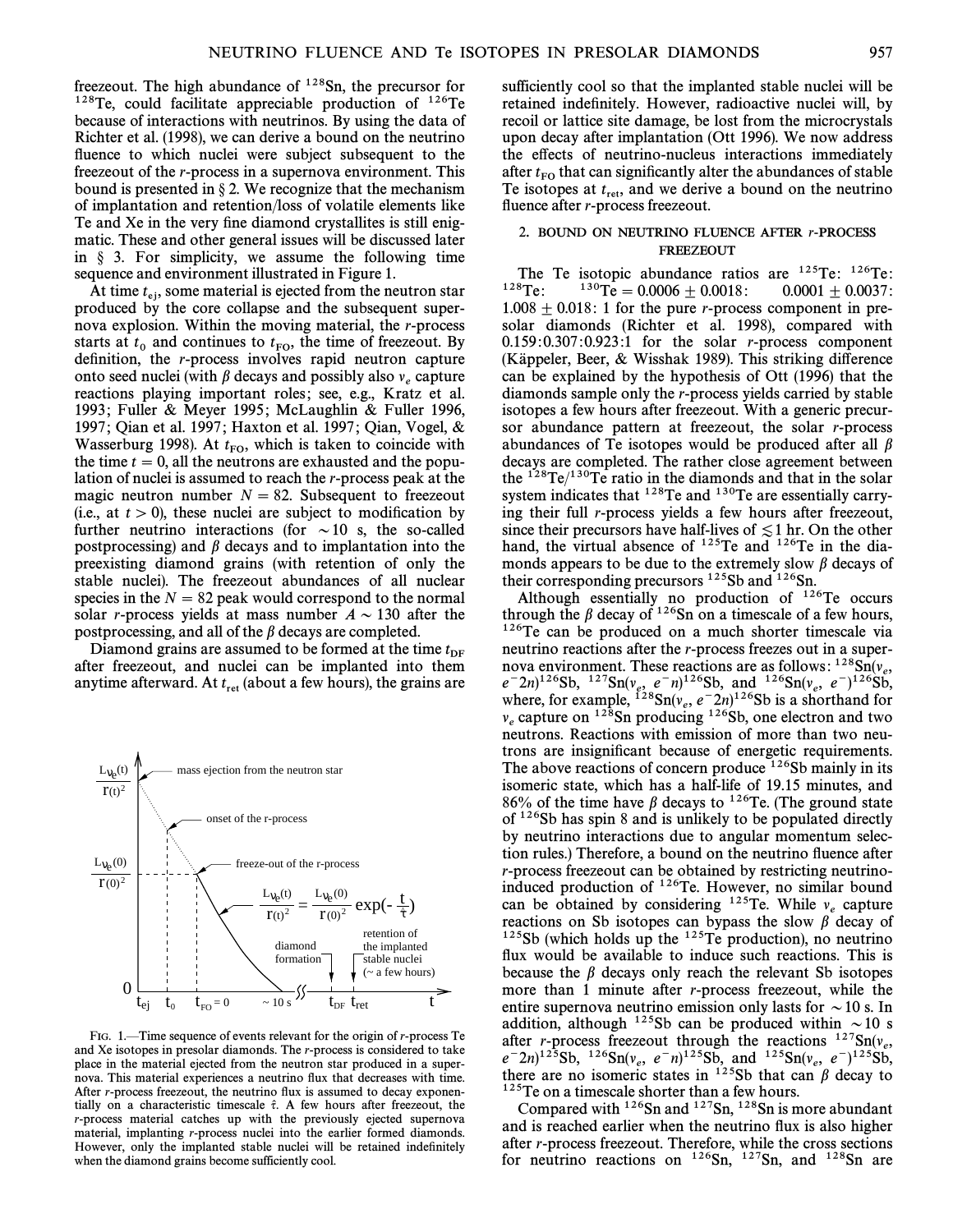freezeout. The high abundance of $^{128}$Sn, the precursor for $^{128}$Te, could facilitate appreciable production of $^{126}$Te because of interactions with neutrinos. By using the data of Richter et al. (1998), we can derive a bound on the neutrino fluence to which nuclei were subject subsequent to the freezeout of the $r$-process in a supernova environment. This bound is presented in § 2. We recognize that the mechanism of implantation and retention/loss of volatile elements like Te and Xe in the very fine diamond crystallites is still enigmatic. These and other general issues will be discussed later in § 3. For simplicity, we assume the following time sequence and environment illustrated in Figure 1.

At time $t_{ej}$, some material is ejected from the neutron star produced by the core collapse and the subsequent supernova explosion. Within the moving material, the $r$-process starts at $t_0$ and continues to $t_{FO}$, the time of freezeout. By definition, the $r$-process involves rapid neutron capture onto seed nuclei (with $\beta$ decays and possibly also $\nu_e$ capture reactions playing important roles; see, e.g., Kratz et al. 1993; Fuller & Meyer 1995; McLaughlin & Fuller 1996, 1997; Qian et al. 1997; Haxton et al. 1997; Qian, Vogel, & Wasserburg 1998). At $t_{FO}$, which is taken to coincide with the time $t = 0$, all the neutrons are exhausted and the population of nuclei is assumed to reach the $r$-process peak at the magic neutron number $N = 82$. Subsequent to freezeout (i.e., at $t > 0$), these nuclei are subject to modification by further neutrino interactions (for $\sim 10$ s, the so-called postprocessing) and $\beta$ decays and to implantation into the preexisting diamond grains (with retention of only the stable nuclei). The freezeout abundances of all nuclear species in the $N = 82$ peak would correspond to the normal solar $r$-process yields at mass number $A \sim 130$ after the postprocessing, and all of the $\beta$ decays are completed.

Diamond grains are assumed to be formed at the time $t_{DF}$ after freezeout, and nuclei can be implanted into them anytime afterward. At $t_{ret}$ (about a few hours), the grains are

FIG. 1.—Time sequence of events relevant for the origin of $r$-process Te and Xe isotopes in presolar diamonds. The $r$-process is considered to take place in the material ejected from the neutron star produced in a supernova. This material experiences a neutrino flux that decreases with time. After $r$-process freezeout, the neutrino flux is assumed to decay exponentially on a characteristic timescale $\hat{\tau}$. A few hours after freezeout, the $r$-process material catches up with the previously ejected supernova material, implanting $r$-process nuclei into the earlier formed diamonds. However, only the implanted stable nuclei will be retained indefinitely when the diamond grains become sufficiently cool.

sufficiently cool so that the implanted stable nuclei will be retained indefinitely. However, radioactive nuclei will, by recoil or lattice site damage, be lost from the microcrystals upon decay after implantation (Ott 1996). We now address the effects of neutrino-nucleus interactions immediately after $t_{FO}$ that can significantly alter the abundances of stable Te isotopes at $t_{ret}$, and we derive a bound on the neutrino fluence after $r$-process freezeout.

## 2. BOUND ON NEUTRINO FLUENCE AFTER $r$-PROCESS FREEZEOUT

The Te isotopic abundance ratios are $^{125}$Te: $^{126}$Te: $^{128}$Te: $^{130}$Te $= 0.0006 \pm 0.0018$: $0.0001 \pm 0.0037$: $1.008 \pm 0.018$: 1 for the pure $r$-process component in presolar diamonds (Richter et al. 1998), compared with 0.159:0.307:0.923:1 for the solar $r$-process component (Käppeler, Beer, & Wisshak 1989). This striking difference can be explained by the hypothesis of Ott (1996) that the diamonds sample only the $r$-process yields carried by stable isotopes a few hours after freezeout. With a generic precursor abundance pattern at freezeout, the solar $r$-process abundances of Te isotopes would be produced after all $\beta$ decays are completed. The rather close agreement between the $^{128}$Te/$^{130}$Te ratio in the diamonds and that in the solar system indicates that $^{128}$Te and $^{130}$Te are essentially carrying their full $r$-process yields a few hours after freezeout, since their precursors have half-lives of $\lesssim 1$ hr. On the other hand, the virtual absence of $^{125}$Te and $^{126}$Te in the diamonds appears to be due to the extremely slow $\beta$ decays of their corresponding precursors $^{125}$Sb and $^{126}$Sn.

Although essentially no production of $^{126}$Te occurs through the $\beta$ decay of $^{126}$Sn on a timescale of a few hours, $^{126}$Te can be produced on a much shorter timescale via neutrino reactions after the $r$-process freezes out in a supernova environment. These reactions are as follows: $^{128}$Sn($\nu_e$, $e^-2n$)$^{126}$Sb, $^{127}$Sn($\nu_e$, $e^-n$)$^{126}$Sb, and $^{126}$Sn($\nu_e$, $e^-$)$^{126}$Sb, where, for example, $^{128}$Sn($\nu_e$, $e^-2n$)$^{126}$Sb is a shorthand for $\nu_e$ capture on $^{128}$Sn producing $^{126}$Sb, one electron and two neutrons. Reactions with emission of more than two neutrons are insignificant because of energetic requirements. The above reactions of concern produce $^{126}$Sb mainly in its isomeric state, which has a half-life of 19.15 minutes, and 86% of the time have $\beta$ decays to $^{126}$Te. (The ground state of $^{126}$Sb has spin 8 and is unlikely to be populated directly by neutrino interactions due to angular momentum selection rules.) Therefore, a bound on the neutrino fluence after $r$-process freezeout can be obtained by restricting neutrino-induced production of $^{126}$Te. However, no similar bound can be obtained by considering $^{125}$Te. While $\nu_e$ capture reactions on Sb isotopes can bypass the slow $\beta$ decay of $^{125}$Sb (which holds up the $^{125}$Te production), no neutrino flux would be available to induce such reactions. This is because the $\beta$ decays only reach the relevant Sb isotopes more than 1 minute after $r$-process freezeout, while the entire supernova neutrino emission only lasts for $\sim 10$ s. In addition, although $^{125}$Sb can be produced within $\sim 10$ s after $r$-process freezeout through the reactions $^{127}$Sn($\nu_e$, $e^-2n$)$^{125}$Sb, $^{126}$Sn($\nu_e$, $e^-n$)$^{125}$Sb, and $^{125}$Sn($\nu_e$, $e^-$)$^{125}$Sb, there are no isomeric states in $^{125}$Sb that can $\beta$ decay to $^{125}$Te on a timescale shorter than a few hours.

Compared with $^{126}$Sn and $^{127}$Sn, $^{128}$Sn is more abundant and is reached earlier when the neutrino flux is also higher after $r$-process freezeout. Therefore, while the cross sections for neutrino reactions on $^{126}$Sn, $^{127}$Sn, and $^{128}$Sn are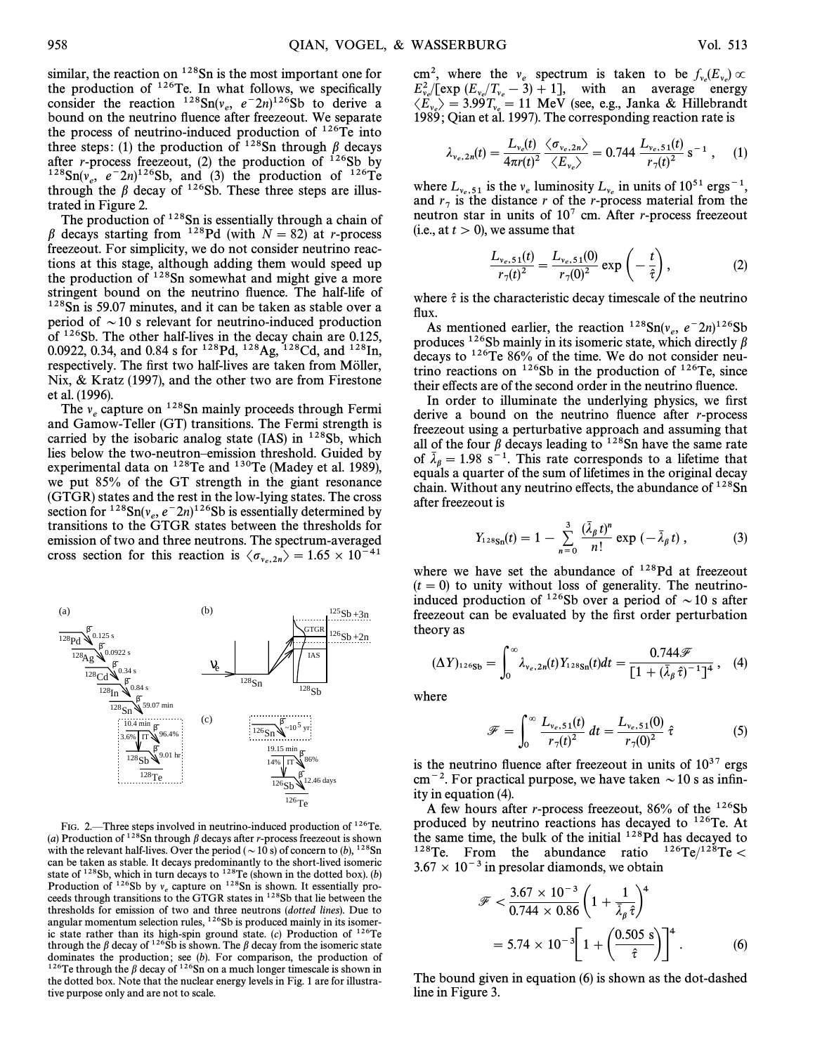similar, the reaction on $^{128}$Sn is the most important one for the production of $^{126}$Te. In what follows, we specifically consider the reaction $^{128}$Sn($\nu_e$, $e^- 2n$)$^{126}$Sb to derive a bound on the neutrino fluence after freezeout. We separate the process of neutrino-induced production of $^{126}$Te into three steps: (1) the production of $^{128}$Sn through $\beta$ decays after $r$-process freezeout, (2) the production of $^{126}$Sb by $^{128}$Sn($\nu_e$, $e^- 2n$)$^{126}$Sb, and (3) the production of $^{126}$Te through the $\beta$ decay of $^{126}$Sb. These three steps are illustrated in Figure 2.

The production of $^{128}$Sn is essentially through a chain of $\beta$ decays starting from $^{128}$Pd (with $N = 82$) at $r$-process freezeout. For simplicity, we do not consider neutrino reactions at this stage, although adding them would speed up the production of $^{128}$Sn somewhat and might give a more stringent bound on the neutrino fluence. The half-life of $^{128}$Sn is 59.07 minutes, and it can be taken as stable over a period of $\sim 10$ s relevant for neutrino-induced production of $^{126}$Sb. The other half-lives in the decay chain are 0.125, 0.0922, 0.34, and 0.84 s for $^{128}$Pd, $^{128}$Ag, $^{128}$Cd, and $^{128}$In, respectively. The first two half-lives are taken from Möller, Nix, & Kratz (1997), and the other two are from Firestone et al. (1996).

The $\nu_e$ capture on $^{128}$Sn mainly proceeds through Fermi and Gamow-Teller (GT) transitions. The Fermi strength is carried by the isobaric analog state (IAS) in $^{128}$Sb, which lies below the two-neutron–emission threshold. Guided by experimental data on $^{128}$Te and $^{130}$Te (Madey et al. 1989), we put 85% of the GT strength in the giant resonance (GTGR) states and the rest in the low-lying states. The cross section for $^{128}$Sn($\nu_e$, $e^- 2n$)$^{126}$Sb is essentially determined by transitions to the GTGR states between the thresholds for emission of two and three neutrons. The spectrum-averaged cross section for this reaction is $\langle \sigma_{\nu_e, 2n} \rangle = 1.65 \times 10^{-41}$ cm$^2$, where the $\nu_e$ spectrum is taken to be $f_{\nu_e}(E_{\nu_e}) \propto E_{\nu_e}^2 / [\exp(E_{\nu_e}/T_{\nu_e} - 3) + 1]$, with an average energy $\langle E_{\nu_e} \rangle = 3.99 T_{\nu_e} = 11$ MeV (see, e.g., Janka & Hillebrandt 1989; Qian et al. 1997). The corresponding reaction rate is

$$\lambda_{\nu_e, 2n}(t) = \frac{L_{\nu_e}(t)}{4\pi r(t)^2} \frac{\langle \sigma_{\nu_e, 2n} \rangle}{\langle E_{\nu_e} \rangle} = 0.744 \frac{L_{\nu_e, 51}(t)}{r_7(t)^2} \text{ s}^{-1} , \quad (1)$$

where $L_{\nu_e, 51}$ is the $\nu_e$ luminosity $L_{\nu_e}$ in units of $10^{51}$ ergs$^{-1}$, and $r_7$ is the distance $r$ of the $r$-process material from the neutron star in units of $10^7$ cm. After $r$-process freezeout (i.e., at $t > 0$), we assume that

$$\frac{L_{\nu_e, 51}(t)}{r_7(t)^2} = \frac{L_{\nu_e, 51}(0)}{r_7(0)^2} \exp\left(-\frac{t}{\hat{\tau}}\right) , \quad (2)$$

where $\hat{\tau}$ is the characteristic decay timescale of the neutrino flux.

As mentioned earlier, the reaction $^{128}$Sn($\nu_e$, $e^- 2n$)$^{126}$Sb produces $^{126}$Sb mainly in its isomeric state, which directly $\beta$ decays to $^{126}$Te 86% of the time. We do not consider neutrino reactions on $^{126}$Sb in the production of $^{126}$Te, since their effects are of the second order in the neutrino fluence.

In order to illuminate the underlying physics, we first derive a bound on the neutrino fluence after $r$-process freezeout using a perturbative approach and assuming that all of the four $\beta$ decays leading to $^{128}$Sn have the same rate of $\bar{\lambda}_\beta = 1.98$ s$^{-1}$. This rate corresponds to a lifetime that equals a quarter of the sum of lifetimes in the original decay chain. Without any neutrino effects, the abundance of $^{128}$Sn after freezeout is

$$Y_{^{128}\text{Sn}}(t) = 1 - \sum_{n=0}^{3} \frac{(\bar{\lambda}_\beta t)^n}{n!} \exp(-\bar{\lambda}_\beta t) , \quad (3)$$

where we have set the abundance of $^{128}$Pd at freezeout ($t = 0$) to unity without loss of generality. The neutrino-induced production of $^{126}$Sb over a period of $\sim 10$ s after freezeout can be evaluated by the first order perturbation theory as

$$(\Delta Y)_{^{126}\text{Sb}} = \int_0^\infty \lambda_{\nu_e, 2n}(t) Y_{^{128}\text{Sn}}(t) dt = \frac{0.744 \mathscr{F}}{[1 + (\bar{\lambda}_\beta \hat{\tau})^{-1}]^4} , \quad (4)$$

where

$$\mathscr{F} = \int_0^\infty \frac{L_{\nu_e, 51}(t)}{r_7(t)^2} dt = \frac{L_{\nu_e, 51}(0)}{r_7(0)^2} \hat{\tau} \quad (5)$$

is the neutrino fluence after freezeout in units of $10^{37}$ ergs cm$^{-2}$. For practical purpose, we have taken $\sim 10$ s as infinity in equation (4).

A few hours after $r$-process freezeout, 86% of the $^{126}$Sb produced by neutrino reactions has decayed to $^{126}$Te. At the same time, the bulk of the initial $^{128}$Pd has decayed to $^{128}$Te. From the abundance ratio $^{126}$Te/$^{128}$Te $< 3.67 \times 10^{-3}$ in presolar diamonds, we obtain

$$\begin{aligned} \mathscr{F} &< \frac{3.67 \times 10^{-3}}{0.744 \times 0.86} \left(1 + \frac{1}{\bar{\lambda}_\beta \hat{\tau}}\right)^4 \\ &= 5.74 \times 10^{-3} \left[1 + \left(\frac{0.505 \text{ s}}{\hat{\tau}}\right)\right]^4 . \end{aligned} \quad (6)$$

The bound given in equation (6) is shown as the dot-dashed line in Figure 3.

FIG. 2.—Three steps involved in neutrino-induced production of $^{126}$Te. (*a*) Production of $^{128}$Sn through $\beta$ decays after $r$-process freezeout is shown with the relevant half-lives. Over the period ($\sim 10$ s) of concern to (*b*), $^{128}$Sn can be taken as stable. It decays predominantly to the short-lived isomeric state of $^{128}$Sb, which in turn decays to $^{128}$Te (shown in the dotted box). (*b*) Production of $^{126}$Sb by $\nu_e$ capture on $^{128}$Sn is shown. It essentially proceeds through transitions to the GTGR states in $^{128}$Sb that lie between the thresholds for emission of two and three neutrons (*dotted lines*). Due to angular momentum selection rules, $^{126}$Sb is produced mainly in its isomeric state rather than its high-spin ground state. (*c*) Production of $^{126}$Te through the $\beta$ decay of $^{126}$Sb is shown. The $\beta$ decay from the isomeric state dominates the production; see (*b*). For comparison, the production of $^{126}$Te through the $\beta$ decay of $^{126}$Sn on a much longer timescale is shown in the dotted box. Note that the nuclear energy levels in Fig. 1 are for illustrative purpose only and are not to scale.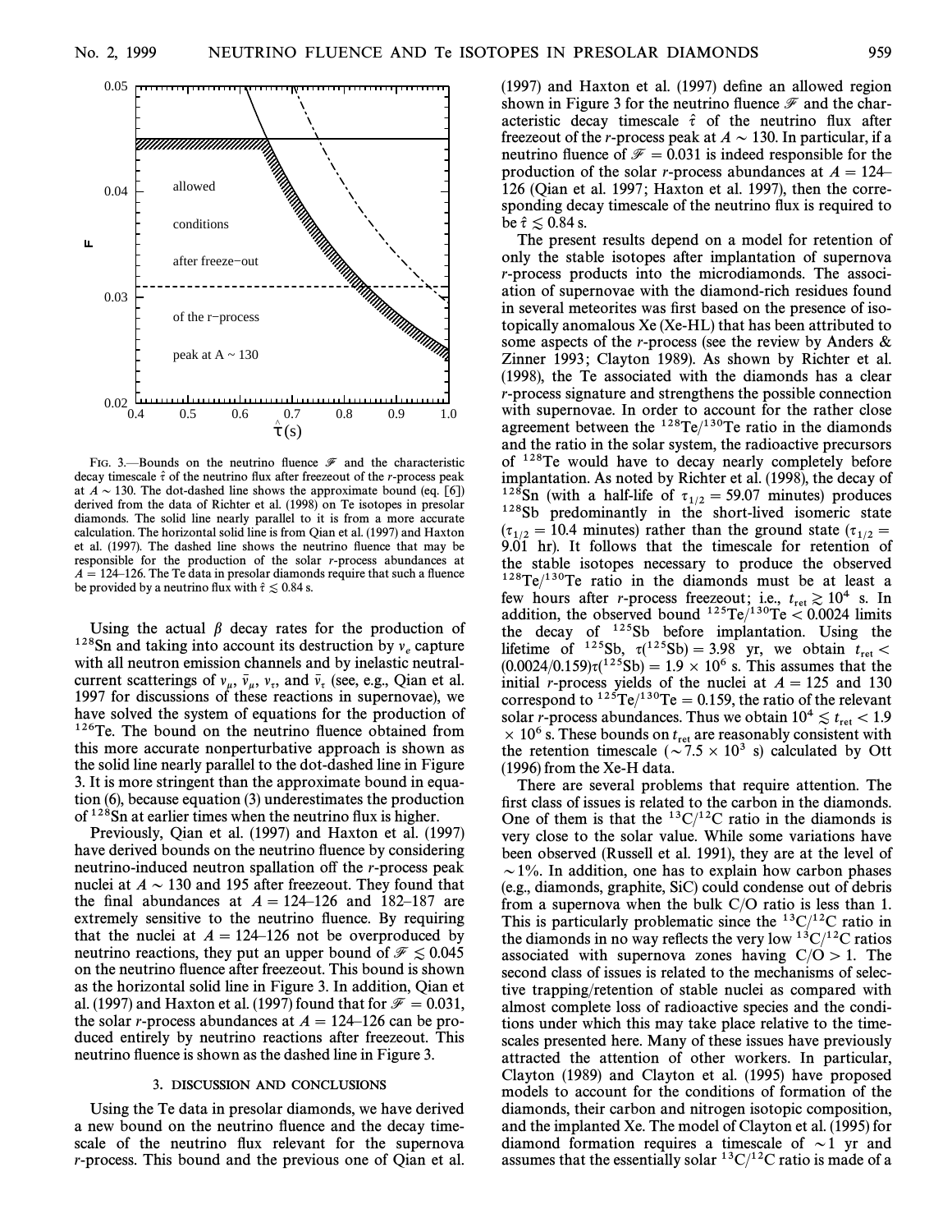FIG. 3.—Bounds on the neutrino fluence $\mathscr{F}$ and the characteristic decay timescale $\hat{\tau}$ of the neutrino flux after freezeout of the $r$-process peak at $A \sim 130$. The dot-dashed line shows the approximate bound (eq. [6]) derived from the data of Richter et al. (1998) on Te isotopes in presolar diamonds. The solid line nearly parallel to it is from a more accurate calculation. The horizontal solid line is from Qian et al. (1997) and Haxton et al. (1997). The dashed line shows the neutrino fluence that may be responsible for the production of the solar $r$-process abundances at $A = 124$–$126$. The Te data in presolar diamonds require that such a fluence be provided by a neutrino flux with $\hat{\tau} \lesssim 0.84$ s.

Using the actual $\beta$ decay rates for the production of $^{128}$Sn and taking into account its destruction by $\nu_e$ capture with all neutron emission channels and by inelastic neutral-current scatterings of $\nu_\mu$, $\bar{\nu}_\mu$, $\nu_\tau$, and $\bar{\nu}_\tau$ (see, e.g., Qian et al. 1997 for discussions of these reactions in supernovae), we have solved the system of equations for the production of $^{126}$Te. The bound on the neutrino fluence obtained from this more accurate nonperturbative approach is shown as the solid line nearly parallel to the dot-dashed line in Figure 3. It is more stringent than the approximate bound in equation (6), because equation (3) underestimates the production of $^{128}$Sn at earlier times when the neutrino flux is higher.

Previously, Qian et al. (1997) and Haxton et al. (1997) have derived bounds on the neutrino fluence by considering neutrino-induced neutron spallation off the $r$-process peak nuclei at $A \sim 130$ and 195 after freezeout. They found that the final abundances at $A = 124$–$126$ and 182–187 are extremely sensitive to the neutrino fluence. By requiring that the nuclei at $A = 124$–$126$ not be overproduced by neutrino reactions, they put an upper bound of $\mathscr{F} \lesssim 0.045$ on the neutrino fluence after freezeout. This bound is shown as the horizontal solid line in Figure 3. In addition, Qian et al. (1997) and Haxton et al. (1997) found that for $\mathscr{F} = 0.031$, the solar $r$-process abundances at $A = 124$–$126$ can be produced entirely by neutrino reactions after freezeout. This neutrino fluence is shown as the dashed line in Figure 3.

## 3. DISCUSSION AND CONCLUSIONS

Using the Te data in presolar diamonds, we have derived a new bound on the neutrino fluence and the decay timescale of the neutrino flux relevant for the supernova $r$-process. This bound and the previous one of Qian et al. (1997) and Haxton et al. (1997) define an allowed region shown in Figure 3 for the neutrino fluence $\mathscr{F}$ and the characteristic decay timescale $\hat{\tau}$ of the neutrino flux after freezeout of the $r$-process peak at $A \sim 130$. In particular, if a neutrino fluence of $\mathscr{F} = 0.031$ is indeed responsible for the production of the solar $r$-process abundances at $A = 124$–$126$ (Qian et al. 1997; Haxton et al. 1997), then the corresponding decay timescale of the neutrino flux is required to be $\hat{\tau} \lesssim 0.84$ s.

The present results depend on a model for retention of only the stable isotopes after implantation of supernova $r$-process products into the microdiamonds. The association of supernovae with the diamond-rich residues found in several meteorites was first based on the presence of isotopically anomalous Xe (Xe-HL) that has been attributed to some aspects of the $r$-process (see the review by Anders & Zinner 1993; Clayton 1989). As shown by Richter et al. (1998), the Te associated with the diamonds has a clear $r$-process signature and strengthens the possible connection with supernovae. In order to account for the rather close agreement between the $^{128}$Te/$^{130}$Te ratio in the diamonds and the ratio in the solar system, the radioactive precursors of $^{128}$Te would have to decay nearly completely before implantation. As noted by Richter et al. (1998), the decay of $^{128}$Sn (with a half-life of $\tau_{1/2} = 59.07$ minutes) produces $^{128}$Sb predominantly in the short-lived isomeric state ($\tau_{1/2} = 10.4$ minutes) rather than the ground state ($\tau_{1/2} = 9.01$ hr). It follows that the timescale for retention of the stable isotopes necessary to produce the observed $^{128}$Te/$^{130}$Te ratio in the diamonds must be at least a few hours after $r$-process freezeout; i.e., $t_{\rm ret} \gtrsim 10^4$ s. In addition, the observed bound $^{125}$Te/$^{130}$Te $< 0.0024$ limits the decay of $^{125}$Sb before implantation. Using the lifetime of $^{125}$Sb, $\tau(^{125}\text{Sb}) = 3.98$ yr, we obtain $t_{\rm ret} < (0.0024/0.159)\tau(^{125}\text{Sb}) = 1.9 \times 10^6$ s. This assumes that the initial $r$-process yields of the nuclei at $A = 125$ and 130 correspond to $^{125}$Te/$^{130}$Te $= 0.159$, the ratio of the relevant solar $r$-process abundances. Thus we obtain $10^4 \lesssim t_{\rm ret} < 1.9 \times 10^6$ s. These bounds on $t_{\rm ret}$ are reasonably consistent with the retention timescale ($\sim 7.5 \times 10^3$ s) calculated by Ott (1996) from the Xe-H data.

There are several problems that require attention. The first class of issues is related to the carbon in the diamonds. One of them is that the $^{13}$C/$^{12}$C ratio in the diamonds is very close to the solar value. While some variations have been observed (Russell et al. 1991), they are at the level of $\sim 1\%$. In addition, one has to explain how carbon phases (e.g., diamonds, graphite, SiC) could condense out of debris from a supernova when the bulk C/O ratio is less than 1. This is particularly problematic since the $^{13}$C/$^{12}$C ratio in the diamonds in no way reflects the very low $^{13}$C/$^{12}$C ratios associated with supernova zones having C/O $> 1$. The second class of issues is related to the mechanisms of selective trapping/retention of stable nuclei as compared with almost complete loss of radioactive species and the conditions under which this may take place relative to the timescales presented here. Many of these issues have previously attracted the attention of other workers. In particular, Clayton (1989) and Clayton et al. (1995) have proposed models to account for the conditions of formation of the diamonds, their carbon and nitrogen isotopic composition, and the implanted Xe. The model of Clayton et al. (1995) for diamond formation requires a timescale of $\sim 1$ yr and assumes that the essentially solar $^{13}$C/$^{12}$C ratio is made of a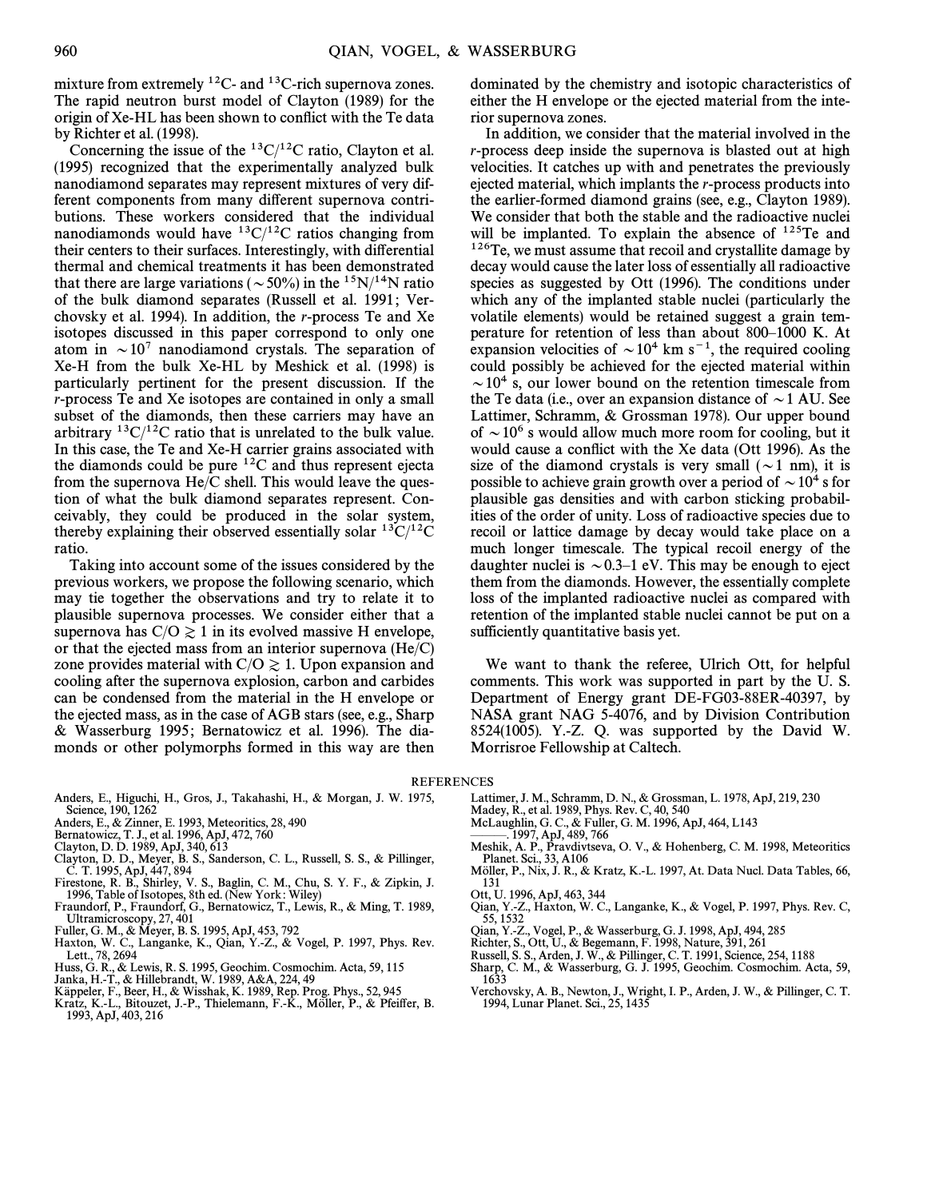mixture from extremely $^{12}$C- and $^{13}$C-rich supernova zones. The rapid neutron burst model of Clayton (1989) for the origin of Xe-HL has been shown to conflict with the Te data by Richter et al. (1998).

Concerning the issue of the $^{13}$C/$^{12}$C ratio, Clayton et al. (1995) recognized that the experimentally analyzed bulk nanodiamond separates may represent mixtures of very different components from many different supernova contributions. These workers considered that the individual nanodiamonds would have $^{13}$C/$^{12}$C ratios changing from their centers to their surfaces. Interestingly, with differential thermal and chemical treatments it has been demonstrated that there are large variations ($\sim 50\%$) in the $^{15}$N/$^{14}$N ratio of the bulk diamond separates (Russell et al. 1991; Verchovsky et al. 1994). In addition, the *r*-process Te and Xe isotopes discussed in this paper correspond to only one atom in $\sim 10^7$ nanodiamond crystals. The separation of Xe-H from the bulk Xe-HL by Meshick et al. (1998) is particularly pertinent for the present discussion. If the *r*-process Te and Xe isotopes are contained in only a small subset of the diamonds, then these carriers may have an arbitrary $^{13}$C/$^{12}$C ratio that is unrelated to the bulk value. In this case, the Te and Xe-H carrier grains associated with the diamonds could be pure $^{12}$C and thus represent ejecta from the supernova He/C shell. This would leave the question of what the bulk diamond separates represent. Conceivably, they could be produced in the solar system, thereby explaining their observed essentially solar $^{13}$C/$^{12}$C ratio.

Taking into account some of the issues considered by the previous workers, we propose the following scenario, which may tie together the observations and try to relate it to plausible supernova processes. We consider either that a supernova has C/O $\gtrsim 1$ in its evolved massive H envelope, or that the ejected mass from an interior supernova (He/C) zone provides material with C/O $\gtrsim 1$. Upon expansion and cooling after the supernova explosion, carbon and carbides can be condensed from the material in the H envelope or the ejected mass, as in the case of AGB stars (see, e.g., Sharp & Wasserburg 1995; Bernatowicz et al. 1996). The diamonds or other polymorphs formed in this way are then dominated by the chemistry and isotopic characteristics of either the H envelope or the ejected material from the interior supernova zones.

In addition, we consider that the material involved in the *r*-process deep inside the supernova is blasted out at high velocities. It catches up with and penetrates the previously ejected material, which implants the *r*-process products into the earlier-formed diamond grains (see, e.g., Clayton 1989). We consider that both the stable and the radioactive nuclei will be implanted. To explain the absence of $^{125}$Te and $^{126}$Te, we must assume that recoil and crystallite damage by decay would cause the later loss of essentially all radioactive species as suggested by Ott (1996). The conditions under which any of the implanted stable nuclei (particularly the volatile elements) would be retained suggest a grain temperature for retention of less than about 800–1000 K. At expansion velocities of $\sim 10^4$ km s$^{-1}$, the required cooling could possibly be achieved for the ejected material within $\sim 10^4$ s, our lower bound on the retention timescale from the Te data (i.e., over an expansion distance of $\sim 1$ AU. See Lattimer, Schramm, & Grossman 1978). Our upper bound of $\sim 10^6$ s would allow much more room for cooling, but it would cause a conflict with the Xe data (Ott 1996). As the size of the diamond crystals is very small ($\sim 1$ nm), it is possible to achieve grain growth over a period of $\sim 10^4$ s for plausible gas densities and with carbon sticking probabilities of the order of unity. Loss of radioactive species due to recoil or lattice damage by decay would take place on a much longer timescale. The typical recoil energy of the daughter nuclei is $\sim 0.3$–1 eV. This may be enough to eject them from the diamonds. However, the essentially complete loss of the implanted radioactive nuclei as compared with retention of the implanted stable nuclei cannot be put on a sufficiently quantitative basis yet.

We want to thank the referee, Ulrich Ott, for helpful comments. This work was supported in part by the U. S. Department of Energy grant DE-FG03-88ER-40397, by NASA grant NAG 5-4076, and by Division Contribution 8524(1005). Y.-Z. Q. was supported by the David W. Morrisroe Fellowship at Caltech.

## REFERENCES

Anders, E., Higuchi, H., Gros, J., Takahashi, H., & Morgan, J. W. 1975, Science, 190, 1262
Anders, E., & Zinner, E. 1993, Meteoritics, 28, 490
Bernatowicz, T. J., et al. 1996, ApJ, 472, 760
Clayton, D. D. 1989, ApJ, 340, 613
Clayton, D. D., Meyer, B. S., Sanderson, C. L., Russell, S. S., & Pillinger, C. T. 1995, ApJ, 447, 894
Firestone, R. B., Shirley, V. S., Baglin, C. M., Chu, S. Y. F., & Zipkin, J. 1996, Table of Isotopes, 8th ed. (New York: Wiley)
Fraundorf, P., Fraundorf, G., Bernatowicz, T., Lewis, R., & Ming, T. 1989, Ultramicroscopy, 27, 401
Fuller, G. M., & Meyer, B. S. 1995, ApJ, 453, 792
Haxton, W. C., Langanke, K., Qian, Y.-Z., & Vogel, P. 1997, Phys. Rev. Lett., 78, 2694
Huss, G. R., & Lewis, R. S. 1995, Geochim. Cosmochim. Acta, 59, 115
Janka, H.-T., & Hillebrandt, W. 1989, A&A, 224, 49
Käppeler, F., Beer, H., & Wisshak, K. 1989, Rep. Prog. Phys., 52, 945
Kratz, K.-L., Bitouzet, J.-P., Thielemann, F.-K., Möller, P., & Pfeiffer, B. 1993, ApJ, 403, 216
Lattimer, J. M., Schramm, D. N., & Grossman, L. 1978, ApJ, 219, 230
Madey, R., et al. 1989, Phys. Rev. C, 40, 540
McLaughlin, G. C., & Fuller, G. M. 1996, ApJ, 464, L143
———. 1997, ApJ, 489, 766
Meshik, A. P., Pravdivtseva, O. V., & Hohenberg, C. M. 1998, Meteoritics Planet. Sci., 33, A106
Möller, P., Nix, J. R., & Kratz, K.-L. 1997, At. Data Nucl. Data Tables, 66, 131
Ott, U. 1996, ApJ, 463, 344
Qian, Y.-Z., Haxton, W. C., Langanke, K., & Vogel, P. 1997, Phys. Rev. C, 55, 1532
Qian, Y.-Z., Vogel, P., & Wasserburg, G. J. 1998, ApJ, 494, 285
Richter, S., Ott, U., & Begemann, F. 1998, Nature, 391, 261
Russell, S. S., Arden, J. W., & Pillinger, C. T. 1991, Science, 254, 1188
Sharp, C. M., & Wasserburg, G. J. 1995, Geochim. Cosmochim. Acta, 59, 1633
Verchovsky, A. B., Newton, J., Wright, I. P., Arden, J. W., & Pillinger, C. T. 1994, Lunar Planet. Sci., 25, 1435